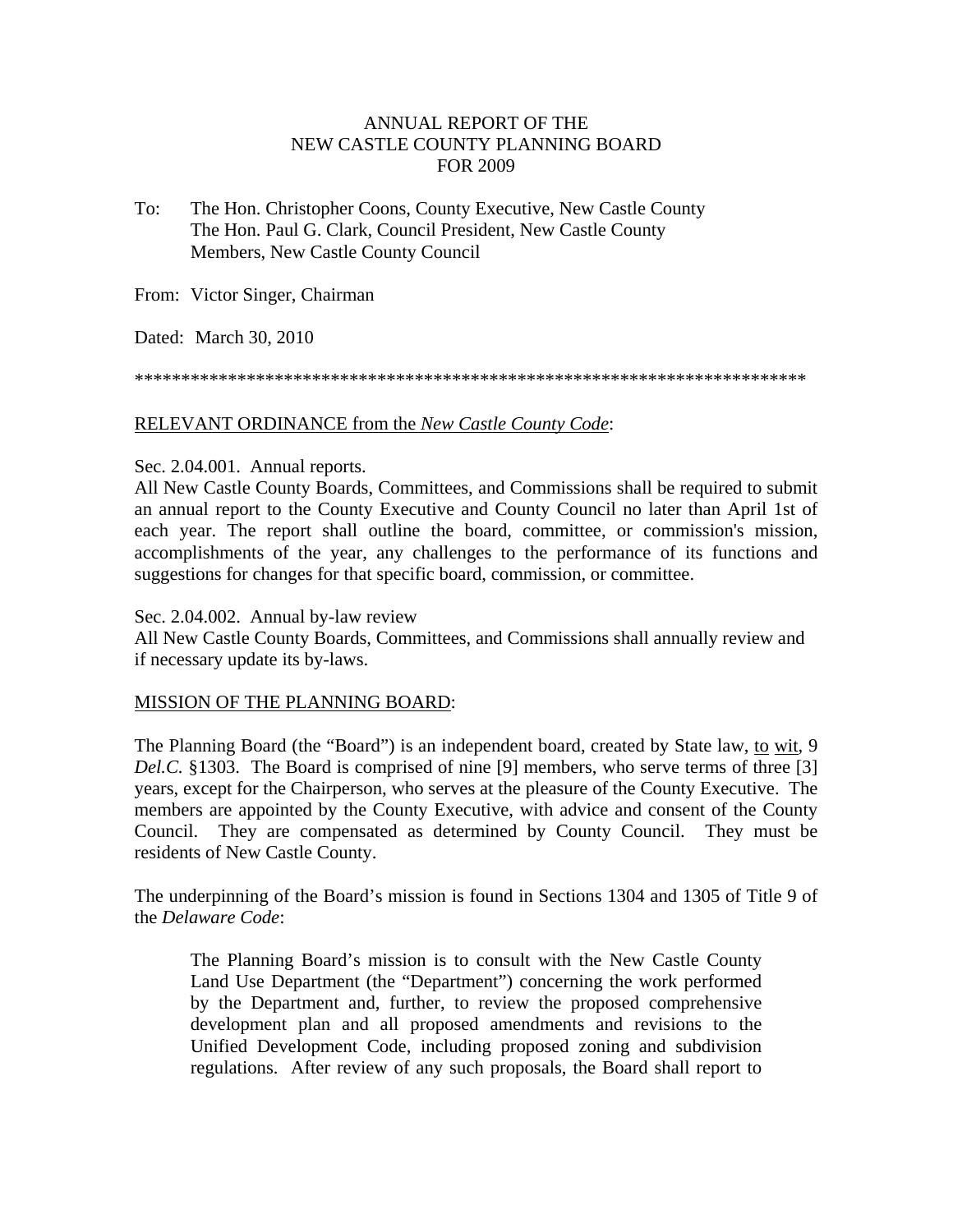# ANNUAL REPORT OF THE NEW CASTLE COUNTY PLANNING BOARD FOR 2009

To: The Hon. Christopher Coons, County Executive, New Castle County
The Hon. Paul G. Clark, Council President, New Castle County
Members, New Castle County Council

From: Victor Singer, Chairman

Dated: March 30, 2010

*************************************************************************

RELEVANT ORDINANCE from the *New Castle County Code*:

Sec. 2.04.001. Annual reports.
All New Castle County Boards, Committees, and Commissions shall be required to submit an annual report to the County Executive and County Council no later than April 1st of each year. The report shall outline the board, committee, or commission's mission, accomplishments of the year, any challenges to the performance of its functions and suggestions for changes for that specific board, commission, or committee.

Sec. 2.04.002. Annual by-law review
All New Castle County Boards, Committees, and Commissions shall annually review and if necessary update its by-laws.

MISSION OF THE PLANNING BOARD:

The Planning Board (the "Board") is an independent board, created by State law, to wit, 9 *Del.C.* §1303. The Board is comprised of nine [9] members, who serve terms of three [3] years, except for the Chairperson, who serves at the pleasure of the County Executive. The members are appointed by the County Executive, with advice and consent of the County Council. They are compensated as determined by County Council. They must be residents of New Castle County.

The underpinning of the Board's mission is found in Sections 1304 and 1305 of Title 9 of the *Delaware Code*:

> The Planning Board's mission is to consult with the New Castle County Land Use Department (the "Department") concerning the work performed by the Department and, further, to review the proposed comprehensive development plan and all proposed amendments and revisions to the Unified Development Code, including proposed zoning and subdivision regulations. After review of any such proposals, the Board shall report to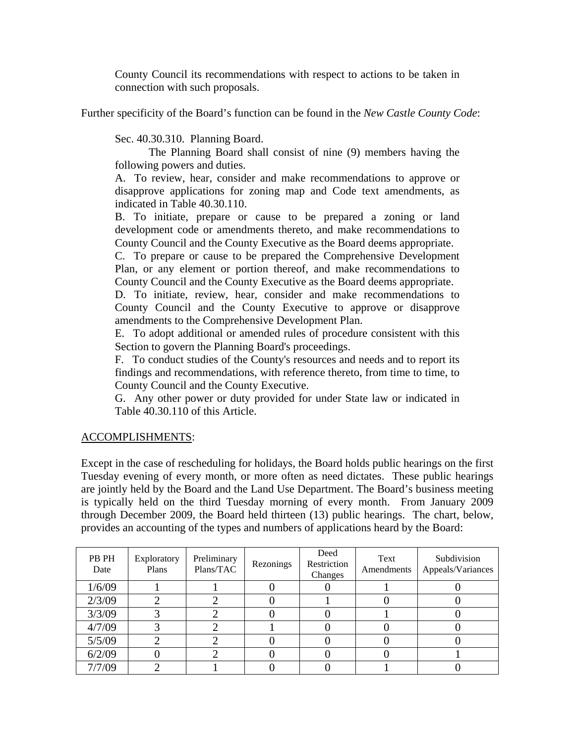County Council its recommendations with respect to actions to be taken in connection with such proposals.

Further specificity of the Board's function can be found in the *New Castle County Code*:

> Sec. 40.30.310. Planning Board.
>
> The Planning Board shall consist of nine (9) members having the following powers and duties.
>
> A. To review, hear, consider and make recommendations to approve or disapprove applications for zoning map and Code text amendments, as indicated in Table 40.30.110.
>
> B. To initiate, prepare or cause to be prepared a zoning or land development code or amendments thereto, and make recommendations to County Council and the County Executive as the Board deems appropriate.
>
> C. To prepare or cause to be prepared the Comprehensive Development Plan, or any element or portion thereof, and make recommendations to County Council and the County Executive as the Board deems appropriate.
>
> D. To initiate, review, hear, consider and make recommendations to County Council and the County Executive to approve or disapprove amendments to the Comprehensive Development Plan.
>
> E. To adopt additional or amended rules of procedure consistent with this Section to govern the Planning Board's proceedings.
>
> F. To conduct studies of the County's resources and needs and to report its findings and recommendations, with reference thereto, from time to time, to County Council and the County Executive.
>
> G. Any other power or duty provided for under State law or indicated in Table 40.30.110 of this Article.

<u>ACCOMPLISHMENTS</u>:

Except in the case of rescheduling for holidays, the Board holds public hearings on the first Tuesday evening of every month, or more often as need dictates. These public hearings are jointly held by the Board and the Land Use Department. The Board's business meeting is typically held on the third Tuesday morning of every month. From January 2009 through December 2009, the Board held thirteen (13) public hearings. The chart, below, provides an accounting of the types and numbers of applications heard by the Board:

| PB PH Date | Exploratory Plans | Preliminary Plans/TAC | Rezonings | Deed Restriction Changes | Text Amendments | Subdivision Appeals/Variances |
|---|---|---|---|---|---|---|
| 1/6/09 | 1 | 1 | 0 | 0 | 1 | 0 |
| 2/3/09 | 2 | 2 | 0 | 1 | 0 | 0 |
| 3/3/09 | 3 | 2 | 0 | 0 | 1 | 0 |
| 4/7/09 | 3 | 2 | 1 | 0 | 0 | 0 |
| 5/5/09 | 2 | 2 | 0 | 0 | 0 | 0 |
| 6/2/09 | 0 | 2 | 0 | 0 | 0 | 1 |
| 7/7/09 | 2 | 1 | 0 | 0 | 1 | 0 |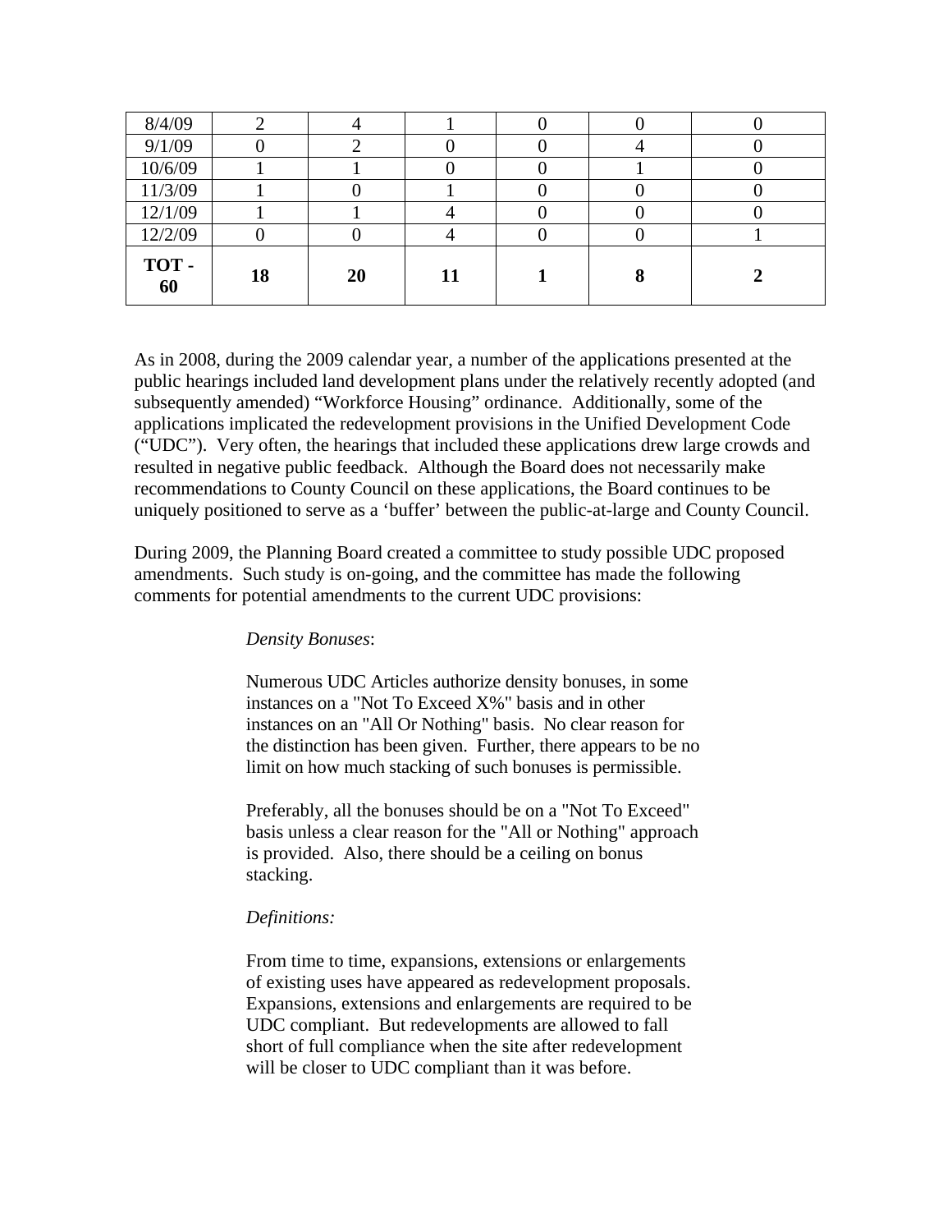| 8/4/09 | 2 | 4 | 1 | 0 | 0 | 0 |
|---|---|---|---|---|---|---|
| 9/1/09 | 0 | 2 | 0 | 0 | 4 | 0 |
| 10/6/09 | 1 | 1 | 0 | 0 | 1 | 0 |
| 11/3/09 | 1 | 0 | 1 | 0 | 0 | 0 |
| 12/1/09 | 1 | 1 | 4 | 0 | 0 | 0 |
| 12/2/09 | 0 | 0 | 4 | 0 | 0 | 1 |
| **TOT - 60** | **18** | **20** | **11** | **1** | **8** | **2** |

As in 2008, during the 2009 calendar year, a number of the applications presented at the public hearings included land development plans under the relatively recently adopted (and subsequently amended) "Workforce Housing" ordinance. Additionally, some of the applications implicated the redevelopment provisions in the Unified Development Code ("UDC"). Very often, the hearings that included these applications drew large crowds and resulted in negative public feedback. Although the Board does not necessarily make recommendations to County Council on these applications, the Board continues to be uniquely positioned to serve as a 'buffer' between the public-at-large and County Council.

During 2009, the Planning Board created a committee to study possible UDC proposed amendments. Such study is on-going, and the committee has made the following comments for potential amendments to the current UDC provisions:

> *Density Bonuses*:
>
> Numerous UDC Articles authorize density bonuses, in some instances on a "Not To Exceed X%" basis and in other instances on an "All Or Nothing" basis. No clear reason for the distinction has been given. Further, there appears to be no limit on how much stacking of such bonuses is permissible.
>
> Preferably, all the bonuses should be on a "Not To Exceed" basis unless a clear reason for the "All or Nothing" approach is provided. Also, there should be a ceiling on bonus stacking.
>
> *Definitions:*
>
> From time to time, expansions, extensions or enlargements of existing uses have appeared as redevelopment proposals. Expansions, extensions and enlargements are required to be UDC compliant. But redevelopments are allowed to fall short of full compliance when the site after redevelopment will be closer to UDC compliant than it was before.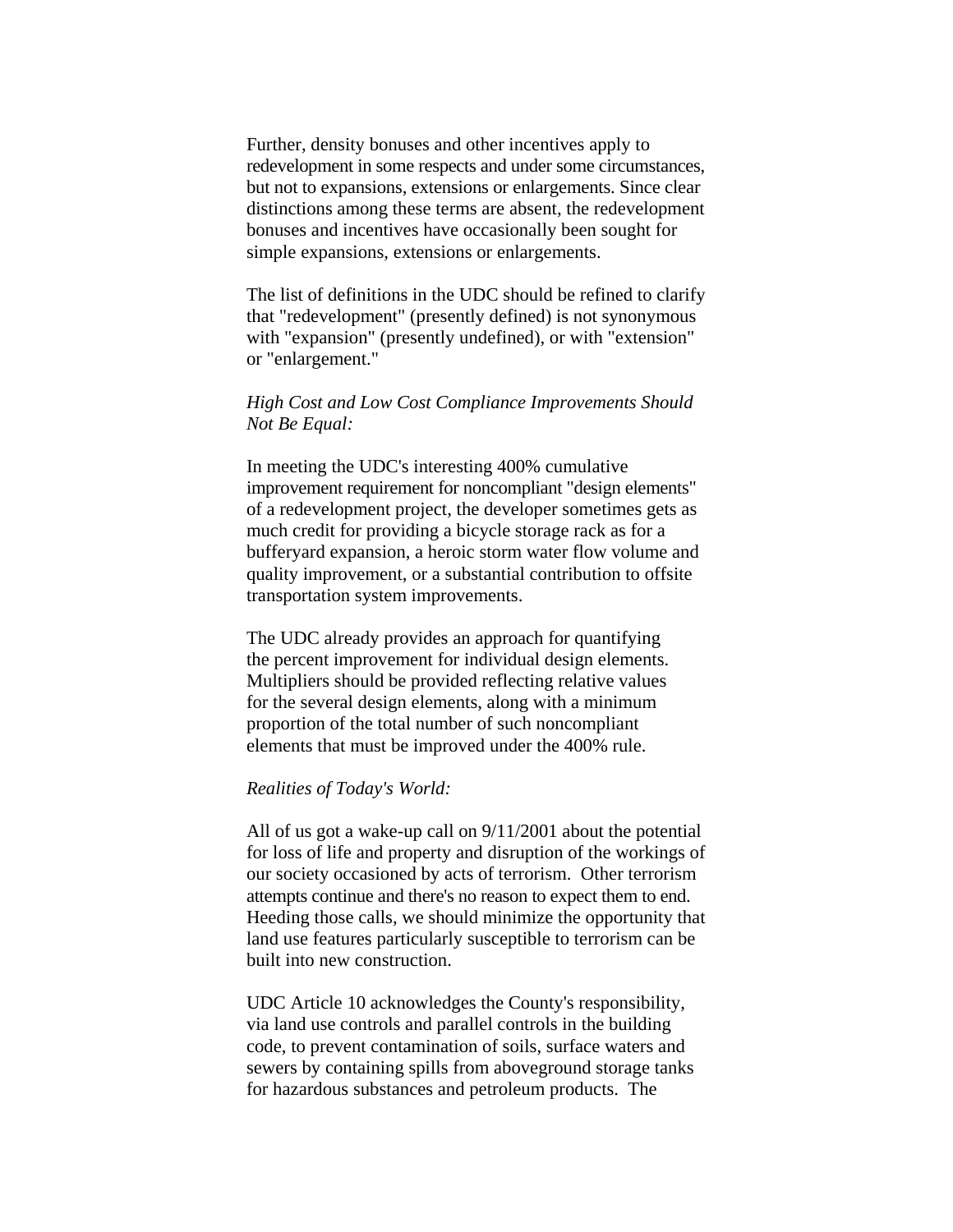Further, density bonuses and other incentives apply to redevelopment in some respects and under some circumstances, but not to expansions, extensions or enlargements. Since clear distinctions among these terms are absent, the redevelopment bonuses and incentives have occasionally been sought for simple expansions, extensions or enlargements.

The list of definitions in the UDC should be refined to clarify that "redevelopment" (presently defined) is not synonymous with "expansion" (presently undefined), or with "extension" or "enlargement."

*High Cost and Low Cost Compliance Improvements Should Not Be Equal:*

In meeting the UDC's interesting 400% cumulative improvement requirement for noncompliant "design elements" of a redevelopment project, the developer sometimes gets as much credit for providing a bicycle storage rack as for a bufferyard expansion, a heroic storm water flow volume and quality improvement, or a substantial contribution to offsite transportation system improvements.

The UDC already provides an approach for quantifying the percent improvement for individual design elements. Multipliers should be provided reflecting relative values for the several design elements, along with a minimum proportion of the total number of such noncompliant elements that must be improved under the 400% rule.

*Realities of Today's World:*

All of us got a wake-up call on 9/11/2001 about the potential for loss of life and property and disruption of the workings of our society occasioned by acts of terrorism. Other terrorism attempts continue and there's no reason to expect them to end. Heeding those calls, we should minimize the opportunity that land use features particularly susceptible to terrorism can be built into new construction.

UDC Article 10 acknowledges the County's responsibility, via land use controls and parallel controls in the building code, to prevent contamination of soils, surface waters and sewers by containing spills from aboveground storage tanks for hazardous substances and petroleum products. The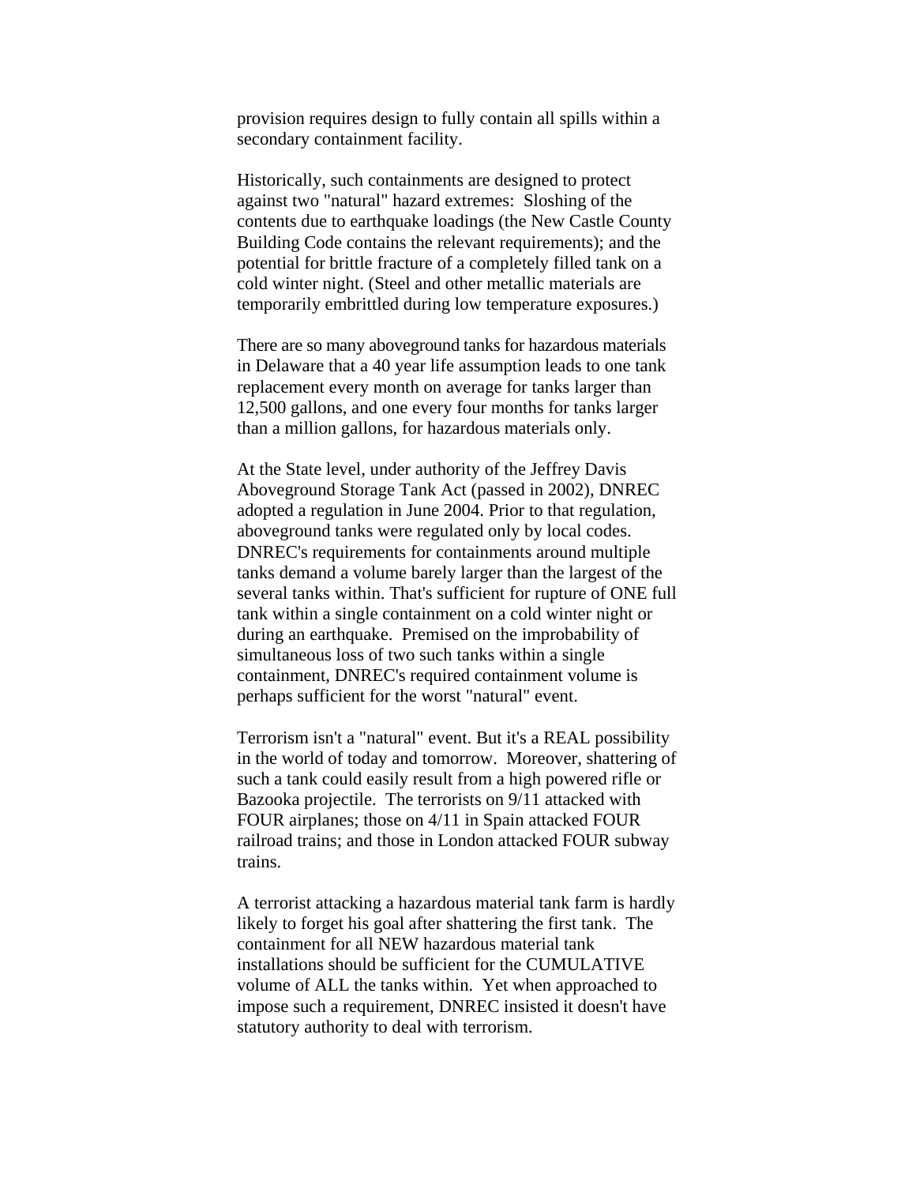provision requires design to fully contain all spills within a secondary containment facility.

Historically, such containments are designed to protect against two "natural" hazard extremes: Sloshing of the contents due to earthquake loadings (the New Castle County Building Code contains the relevant requirements); and the potential for brittle fracture of a completely filled tank on a cold winter night. (Steel and other metallic materials are temporarily embrittled during low temperature exposures.)

There are so many aboveground tanks for hazardous materials in Delaware that a 40 year life assumption leads to one tank replacement every month on average for tanks larger than 12,500 gallons, and one every four months for tanks larger than a million gallons, for hazardous materials only.

At the State level, under authority of the Jeffrey Davis Aboveground Storage Tank Act (passed in 2002), DNREC adopted a regulation in June 2004. Prior to that regulation, aboveground tanks were regulated only by local codes. DNREC's requirements for containments around multiple tanks demand a volume barely larger than the largest of the several tanks within. That's sufficient for rupture of ONE full tank within a single containment on a cold winter night or during an earthquake. Premised on the improbability of simultaneous loss of two such tanks within a single containment, DNREC's required containment volume is perhaps sufficient for the worst "natural" event.

Terrorism isn't a "natural" event. But it's a REAL possibility in the world of today and tomorrow. Moreover, shattering of such a tank could easily result from a high powered rifle or Bazooka projectile. The terrorists on 9/11 attacked with FOUR airplanes; those on 4/11 in Spain attacked FOUR railroad trains; and those in London attacked FOUR subway trains.

A terrorist attacking a hazardous material tank farm is hardly likely to forget his goal after shattering the first tank. The containment for all NEW hazardous material tank installations should be sufficient for the CUMULATIVE volume of ALL the tanks within. Yet when approached to impose such a requirement, DNREC insisted it doesn't have statutory authority to deal with terrorism.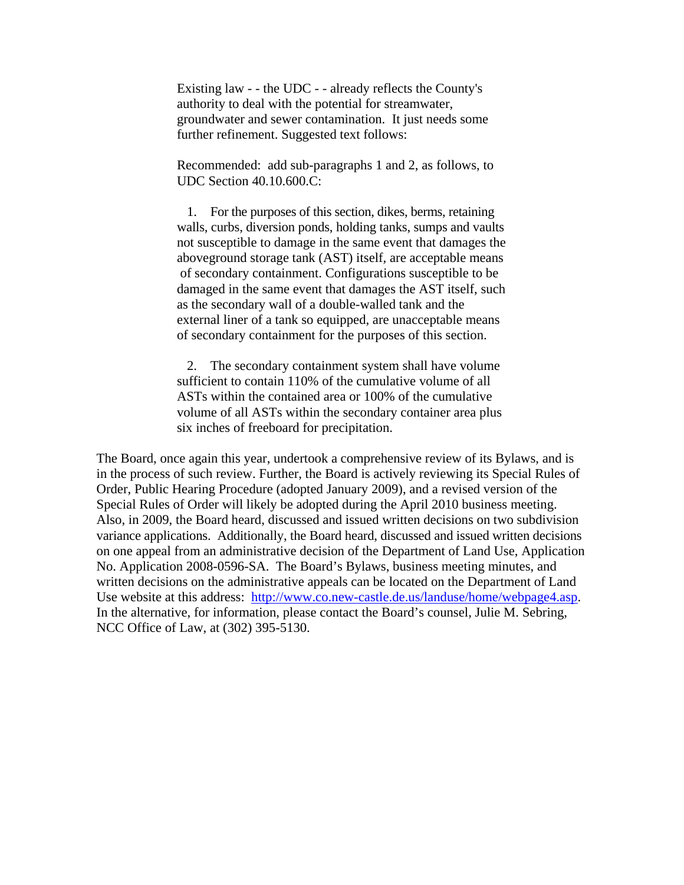Existing law - - the UDC - - already reflects the County's authority to deal with the potential for streamwater, groundwater and sewer contamination. It just needs some further refinement. Suggested text follows:

Recommended: add sub-paragraphs 1 and 2, as follows, to UDC Section 40.10.600.C:

1. For the purposes of this section, dikes, berms, retaining walls, curbs, diversion ponds, holding tanks, sumps and vaults not susceptible to damage in the same event that damages the aboveground storage tank (AST) itself, are acceptable means of secondary containment. Configurations susceptible to be damaged in the same event that damages the AST itself, such as the secondary wall of a double-walled tank and the external liner of a tank so equipped, are unacceptable means of secondary containment for the purposes of this section.

2. The secondary containment system shall have volume sufficient to contain 110% of the cumulative volume of all ASTs within the contained area or 100% of the cumulative volume of all ASTs within the secondary container area plus six inches of freeboard for precipitation.

The Board, once again this year, undertook a comprehensive review of its Bylaws, and is in the process of such review. Further, the Board is actively reviewing its Special Rules of Order, Public Hearing Procedure (adopted January 2009), and a revised version of the Special Rules of Order will likely be adopted during the April 2010 business meeting. Also, in 2009, the Board heard, discussed and issued written decisions on two subdivision variance applications. Additionally, the Board heard, discussed and issued written decisions on one appeal from an administrative decision of the Department of Land Use, Application No. Application 2008-0596-SA. The Board's Bylaws, business meeting minutes, and written decisions on the administrative appeals can be located on the Department of Land Use website at this address: http://www.co.new-castle.de.us/landuse/home/webpage4.asp. In the alternative, for information, please contact the Board's counsel, Julie M. Sebring, NCC Office of Law, at (302) 395-5130.